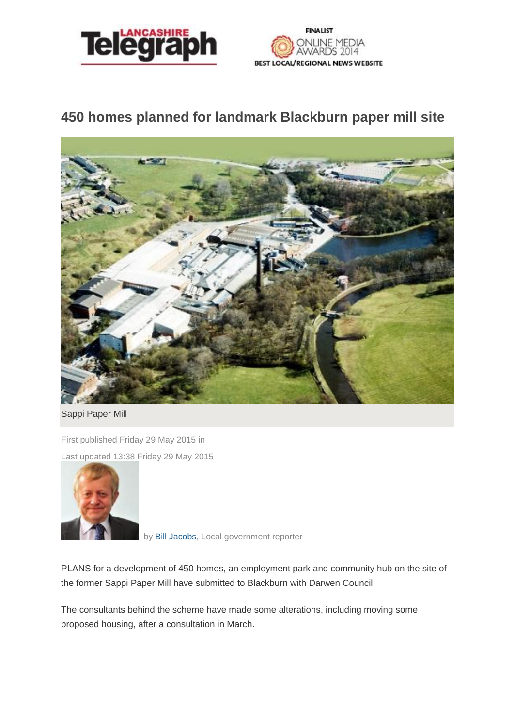# 450 homes planned for landmark Blackburn paper mill site

Sappi Paper Mill

First published Friday 29 May 2015 in

Last updated 13:38 Friday 29 May 2015

by Bill Jacobs, Local government reporter

PLANS for a development of 450 homes, an employment park and community hub on the site of the former Sappi Paper Mill have submitted to Blackburn with Darwen Council.

The consultants behind the scheme have made some alterations, including moving some proposed housing, after a consultation in March.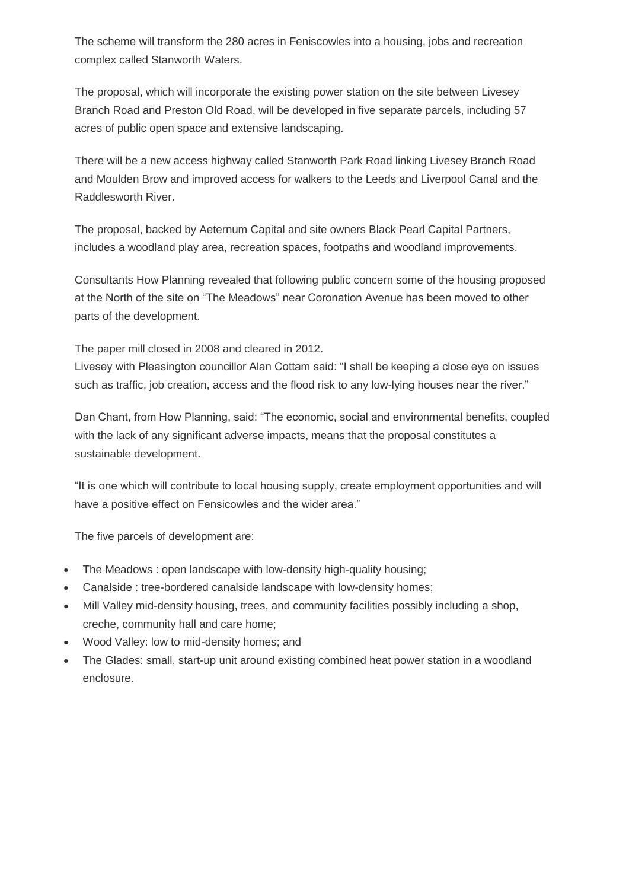The scheme will transform the 280 acres in Feniscowles into a housing, jobs and recreation complex called Stanworth Waters.

The proposal, which will incorporate the existing power station on the site between Livesey Branch Road and Preston Old Road, will be developed in five separate parcels, including 57 acres of public open space and extensive landscaping.

There will be a new access highway called Stanworth Park Road linking Livesey Branch Road and Moulden Brow and improved access for walkers to the Leeds and Liverpool Canal and the Raddlesworth River.

The proposal, backed by Aeternum Capital and site owners Black Pearl Capital Partners, includes a woodland play area, recreation spaces, footpaths and woodland improvements.

Consultants How Planning revealed that following public concern some of the housing proposed at the North of the site on "The Meadows" near Coronation Avenue has been moved to other parts of the development.

The paper mill closed in 2008 and cleared in 2012.
Livesey with Pleasington councillor Alan Cottam said: "I shall be keeping a close eye on issues such as traffic, job creation, access and the flood risk to any low-lying houses near the river."

Dan Chant, from How Planning, said: "The economic, social and environmental benefits, coupled with the lack of any significant adverse impacts, means that the proposal constitutes a sustainable development.

"It is one which will contribute to local housing supply, create employment opportunities and will have a positive effect on Fensicowles and the wider area."

The five parcels of development are:

- The Meadows : open landscape with low-density high-quality housing;
- Canalside : tree-bordered canalside landscape with low-density homes;
- Mill Valley mid-density housing, trees, and community facilities possibly including a shop, creche, community hall and care home;
- Wood Valley: low to mid-density homes; and
- The Glades: small, start-up unit around existing combined heat power station in a woodland enclosure.